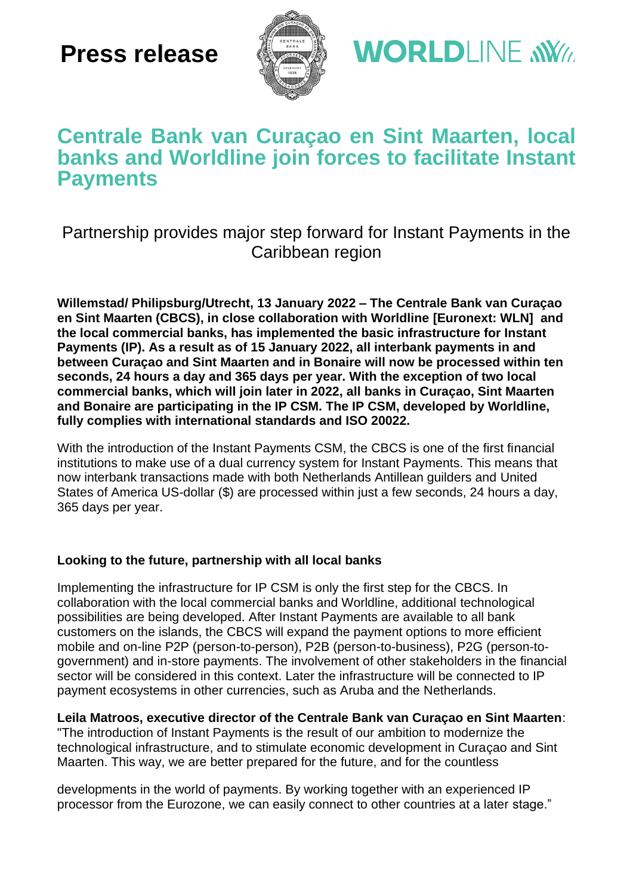Press release

# Centrale Bank van Curaçao en Sint Maarten, local banks and Worldline join forces to facilitate Instant Payments

## Partnership provides major step forward for Instant Payments in the Caribbean region

**Willemstad/ Philipsburg/Utrecht, 13 January 2022 – The Centrale Bank van Curaçao en Sint Maarten (CBCS), in close collaboration with Worldline [Euronext: WLN] and the local commercial banks, has implemented the basic infrastructure for Instant Payments (IP). As a result as of 15 January 2022, all interbank payments in and between Curaçao and Sint Maarten and in Bonaire will now be processed within ten seconds, 24 hours a day and 365 days per year. With the exception of two local commercial banks, which will join later in 2022, all banks in Curaçao, Sint Maarten and Bonaire are participating in the IP CSM. The IP CSM, developed by Worldline, fully complies with international standards and ISO 20022.**

With the introduction of the Instant Payments CSM, the CBCS is one of the first financial institutions to make use of a dual currency system for Instant Payments. This means that now interbank transactions made with both Netherlands Antillean guilders and United States of America US-dollar ($) are processed within just a few seconds, 24 hours a day, 365 days per year.

### Looking to the future, partnership with all local banks

Implementing the infrastructure for IP CSM is only the first step for the CBCS. In collaboration with the local commercial banks and Worldline, additional technological possibilities are being developed. After Instant Payments are available to all bank customers on the islands, the CBCS will expand the payment options to more efficient mobile and on-line P2P (person-to-person), P2B (person-to-business), P2G (person-to-government) and in-store payments. The involvement of other stakeholders in the financial sector will be considered in this context. Later the infrastructure will be connected to IP payment ecosystems in other currencies, such as Aruba and the Netherlands.

**Leila Matroos, executive director of the Centrale Bank van Curaçao en Sint Maarten**: "The introduction of Instant Payments is the result of our ambition to modernize the technological infrastructure, and to stimulate economic development in Curaçao and Sint Maarten. This way, we are better prepared for the future, and for the countless developments in the world of payments. By working together with an experienced IP processor from the Eurozone, we can easily connect to other countries at a later stage."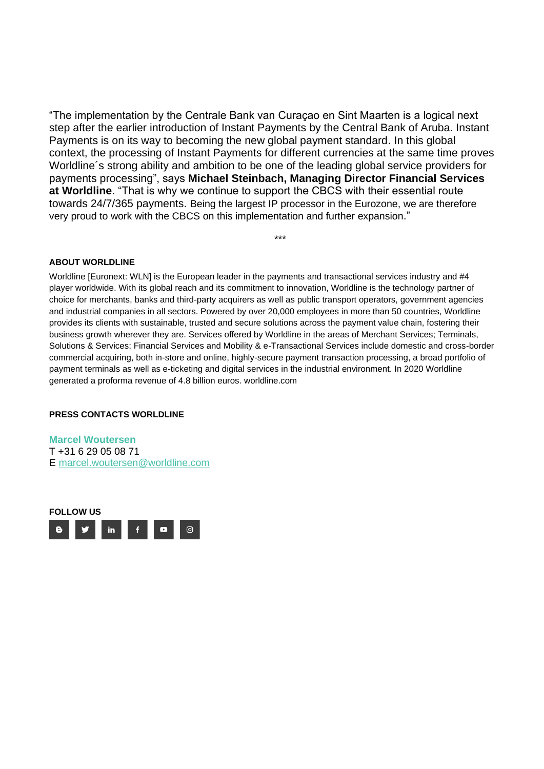“The implementation by the Centrale Bank van Curaçao en Sint Maarten is a logical next step after the earlier introduction of Instant Payments by the Central Bank of Aruba. Instant Payments is on its way to becoming the new global payment standard. In this global context, the processing of Instant Payments for different currencies at the same time proves Worldline´s strong ability and ambition to be one of the leading global service providers for payments processing”, says **Michael Steinbach, Managing Director Financial Services at Worldline**. “That is why we continue to support the CBCS with their essential route towards 24/7/365 payments. Being the largest IP processor in the Eurozone, we are therefore very proud to work with the CBCS on this implementation and further expansion.”

***

**ABOUT WORLDLINE**

Worldline [Euronext: WLN] is the European leader in the payments and transactional services industry and #4 player worldwide. With its global reach and its commitment to innovation, Worldline is the technology partner of choice for merchants, banks and third-party acquirers as well as public transport operators, government agencies and industrial companies in all sectors. Powered by over 20,000 employees in more than 50 countries, Worldline provides its clients with sustainable, trusted and secure solutions across the payment value chain, fostering their business growth wherever they are. Services offered by Worldline in the areas of Merchant Services; Terminals, Solutions & Services; Financial Services and Mobility & e-Transactional Services include domestic and cross-border commercial acquiring, both in-store and online, highly-secure payment transaction processing, a broad portfolio of payment terminals as well as e-ticketing and digital services in the industrial environment. In 2020 Worldline generated a proforma revenue of 4.8 billion euros. worldline.com

**PRESS CONTACTS WORLDLINE**

**Marcel Woutersen**
T +31 6 29 05 08 71
E marcel.woutersen@worldline.com

**FOLLOW US**